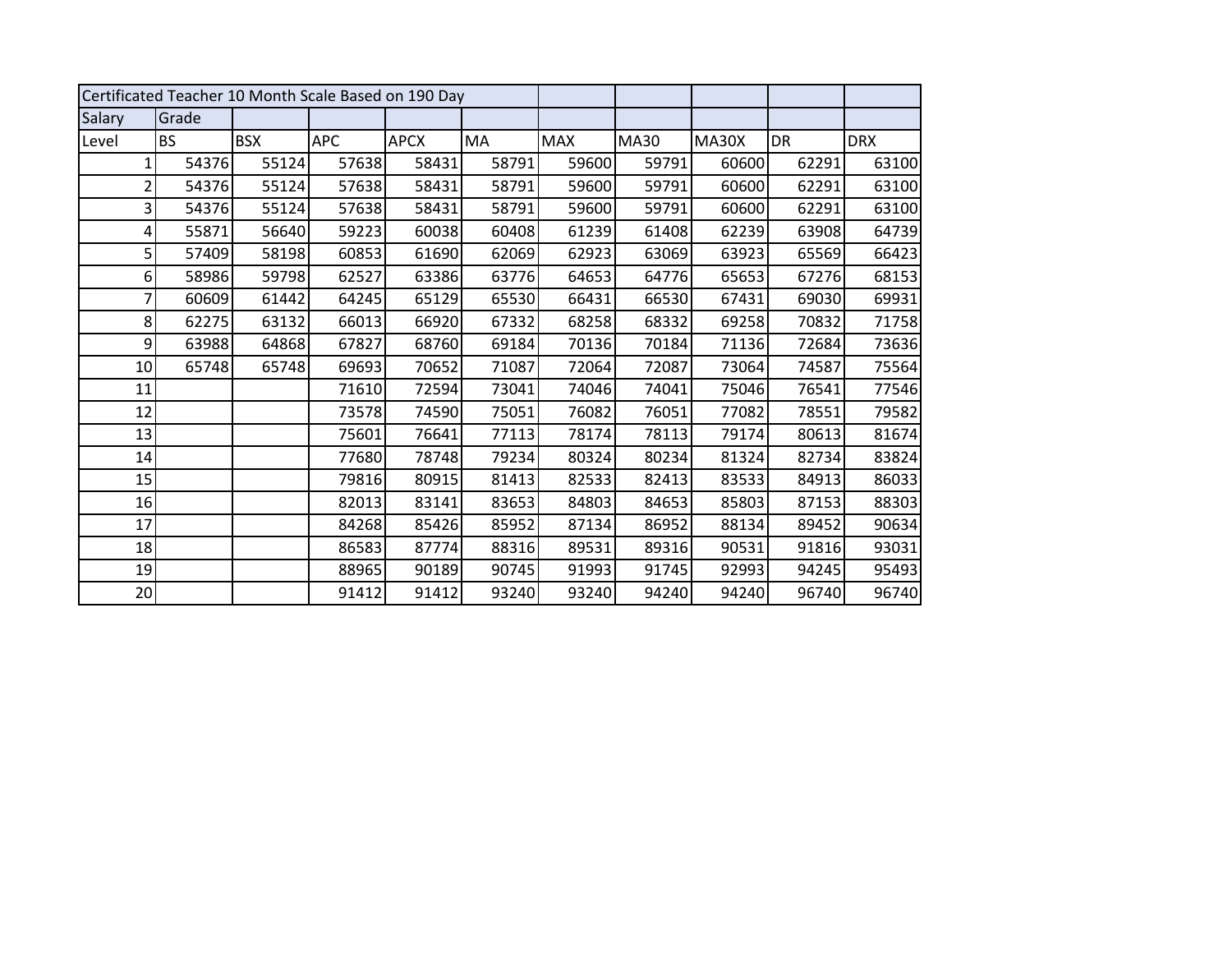| Certificated Teacher 10 Month Scale Based on 190 Day | | | | | | | | | | |
|---|---|---|---|---|---|---|---|---|---|---|
| Salary | Grade | | | | | | | | | |
| Level | BS | BSX | APC | APCX | MA | MAX | MA30 | MA30X | DR | DRX |
| 1 | 54376 | 55124 | 57638 | 58431 | 58791 | 59600 | 59791 | 60600 | 62291 | 63100 |
| 2 | 54376 | 55124 | 57638 | 58431 | 58791 | 59600 | 59791 | 60600 | 62291 | 63100 |
| 3 | 54376 | 55124 | 57638 | 58431 | 58791 | 59600 | 59791 | 60600 | 62291 | 63100 |
| 4 | 55871 | 56640 | 59223 | 60038 | 60408 | 61239 | 61408 | 62239 | 63908 | 64739 |
| 5 | 57409 | 58198 | 60853 | 61690 | 62069 | 62923 | 63069 | 63923 | 65569 | 66423 |
| 6 | 58986 | 59798 | 62527 | 63386 | 63776 | 64653 | 64776 | 65653 | 67276 | 68153 |
| 7 | 60609 | 61442 | 64245 | 65129 | 65530 | 66431 | 66530 | 67431 | 69030 | 69931 |
| 8 | 62275 | 63132 | 66013 | 66920 | 67332 | 68258 | 68332 | 69258 | 70832 | 71758 |
| 9 | 63988 | 64868 | 67827 | 68760 | 69184 | 70136 | 70184 | 71136 | 72684 | 73636 |
| 10 | 65748 | 65748 | 69693 | 70652 | 71087 | 72064 | 72087 | 73064 | 74587 | 75564 |
| 11 | | | 71610 | 72594 | 73041 | 74046 | 74041 | 75046 | 76541 | 77546 |
| 12 | | | 73578 | 74590 | 75051 | 76082 | 76051 | 77082 | 78551 | 79582 |
| 13 | | | 75601 | 76641 | 77113 | 78174 | 78113 | 79174 | 80613 | 81674 |
| 14 | | | 77680 | 78748 | 79234 | 80324 | 80234 | 81324 | 82734 | 83824 |
| 15 | | | 79816 | 80915 | 81413 | 82533 | 82413 | 83533 | 84913 | 86033 |
| 16 | | | 82013 | 83141 | 83653 | 84803 | 84653 | 85803 | 87153 | 88303 |
| 17 | | | 84268 | 85426 | 85952 | 87134 | 86952 | 88134 | 89452 | 90634 |
| 18 | | | 86583 | 87774 | 88316 | 89531 | 89316 | 90531 | 91816 | 93031 |
| 19 | | | 88965 | 90189 | 90745 | 91993 | 91745 | 92993 | 94245 | 95493 |
| 20 | | | 91412 | 91412 | 93240 | 93240 | 94240 | 94240 | 96740 | 96740 |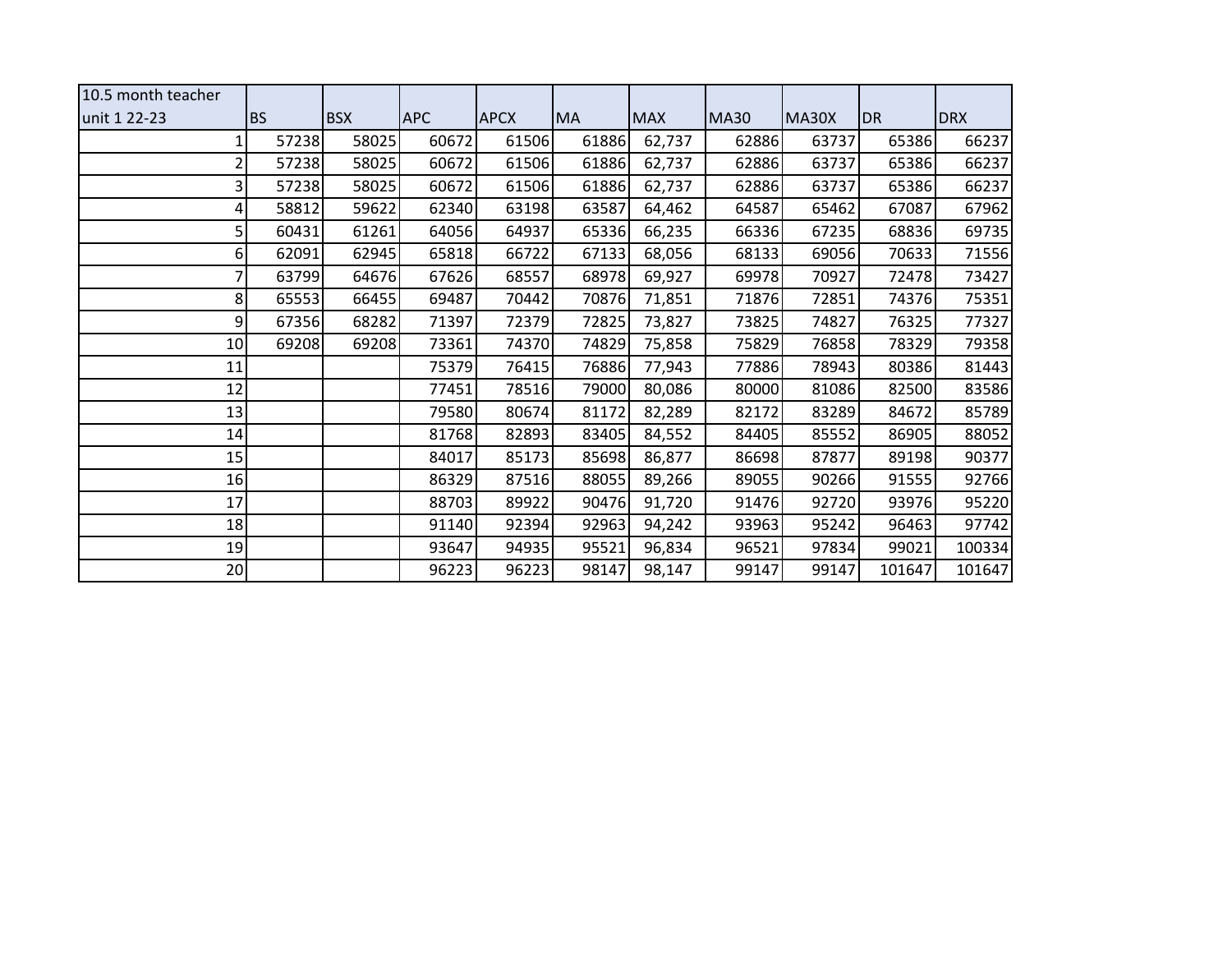| 10.5 month teacher unit 1 22-23 | BS | BSX | APC | APCX | MA | MAX | MA30 | MA30X | DR | DRX |
|---|---|---|---|---|---|---|---|---|---|---|
| 1 | 57238 | 58025 | 60672 | 61506 | 61886 | 62,737 | 62886 | 63737 | 65386 | 66237 |
| 2 | 57238 | 58025 | 60672 | 61506 | 61886 | 62,737 | 62886 | 63737 | 65386 | 66237 |
| 3 | 57238 | 58025 | 60672 | 61506 | 61886 | 62,737 | 62886 | 63737 | 65386 | 66237 |
| 4 | 58812 | 59622 | 62340 | 63198 | 63587 | 64,462 | 64587 | 65462 | 67087 | 67962 |
| 5 | 60431 | 61261 | 64056 | 64937 | 65336 | 66,235 | 66336 | 67235 | 68836 | 69735 |
| 6 | 62091 | 62945 | 65818 | 66722 | 67133 | 68,056 | 68133 | 69056 | 70633 | 71556 |
| 7 | 63799 | 64676 | 67626 | 68557 | 68978 | 69,927 | 69978 | 70927 | 72478 | 73427 |
| 8 | 65553 | 66455 | 69487 | 70442 | 70876 | 71,851 | 71876 | 72851 | 74376 | 75351 |
| 9 | 67356 | 68282 | 71397 | 72379 | 72825 | 73,827 | 73825 | 74827 | 76325 | 77327 |
| 10 | 69208 | 69208 | 73361 | 74370 | 74829 | 75,858 | 75829 | 76858 | 78329 | 79358 |
| 11 | | | 75379 | 76415 | 76886 | 77,943 | 77886 | 78943 | 80386 | 81443 |
| 12 | | | 77451 | 78516 | 79000 | 80,086 | 80000 | 81086 | 82500 | 83586 |
| 13 | | | 79580 | 80674 | 81172 | 82,289 | 82172 | 83289 | 84672 | 85789 |
| 14 | | | 81768 | 82893 | 83405 | 84,552 | 84405 | 85552 | 86905 | 88052 |
| 15 | | | 84017 | 85173 | 85698 | 86,877 | 86698 | 87877 | 89198 | 90377 |
| 16 | | | 86329 | 87516 | 88055 | 89,266 | 89055 | 90266 | 91555 | 92766 |
| 17 | | | 88703 | 89922 | 90476 | 91,720 | 91476 | 92720 | 93976 | 95220 |
| 18 | | | 91140 | 92394 | 92963 | 94,242 | 93963 | 95242 | 96463 | 97742 |
| 19 | | | 93647 | 94935 | 95521 | 96,834 | 96521 | 97834 | 99021 | 100334 |
| 20 | | | 96223 | 96223 | 98147 | 98,147 | 99147 | 99147 | 101647 | 101647 |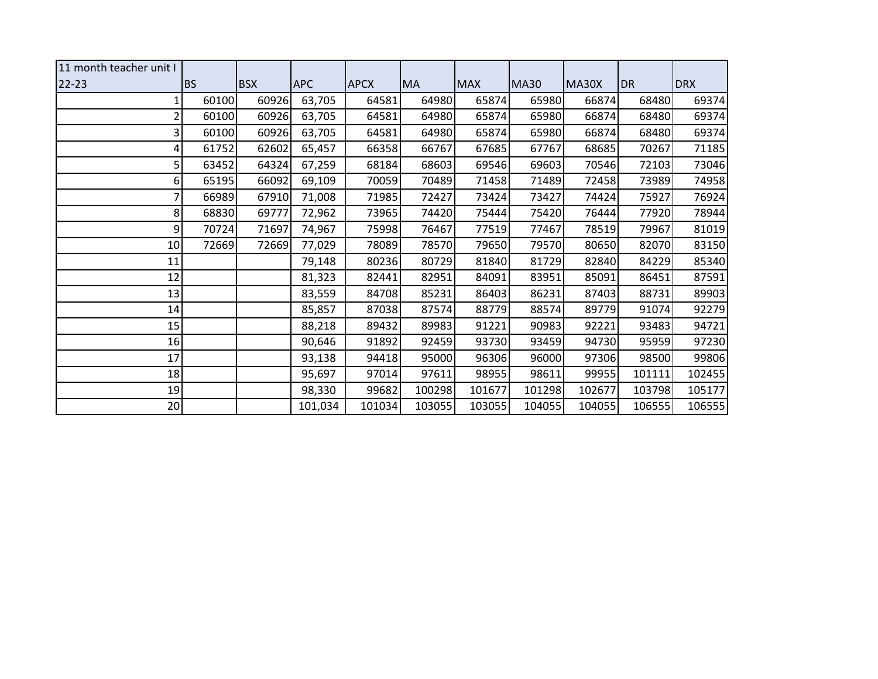| 11 month teacher unit I 22-23 | BS | BSX | APC | APCX | MA | MAX | MA30 | MA30X | DR | DRX |
|---|---|---|---|---|---|---|---|---|---|---|
| 1 | 60100 | 60926 | 63,705 | 64581 | 64980 | 65874 | 65980 | 66874 | 68480 | 69374 |
| 2 | 60100 | 60926 | 63,705 | 64581 | 64980 | 65874 | 65980 | 66874 | 68480 | 69374 |
| 3 | 60100 | 60926 | 63,705 | 64581 | 64980 | 65874 | 65980 | 66874 | 68480 | 69374 |
| 4 | 61752 | 62602 | 65,457 | 66358 | 66767 | 67685 | 67767 | 68685 | 70267 | 71185 |
| 5 | 63452 | 64324 | 67,259 | 68184 | 68603 | 69546 | 69603 | 70546 | 72103 | 73046 |
| 6 | 65195 | 66092 | 69,109 | 70059 | 70489 | 71458 | 71489 | 72458 | 73989 | 74958 |
| 7 | 66989 | 67910 | 71,008 | 71985 | 72427 | 73424 | 73427 | 74424 | 75927 | 76924 |
| 8 | 68830 | 69777 | 72,962 | 73965 | 74420 | 75444 | 75420 | 76444 | 77920 | 78944 |
| 9 | 70724 | 71697 | 74,967 | 75998 | 76467 | 77519 | 77467 | 78519 | 79967 | 81019 |
| 10 | 72669 | 72669 | 77,029 | 78089 | 78570 | 79650 | 79570 | 80650 | 82070 | 83150 |
| 11 | | | 79,148 | 80236 | 80729 | 81840 | 81729 | 82840 | 84229 | 85340 |
| 12 | | | 81,323 | 82441 | 82951 | 84091 | 83951 | 85091 | 86451 | 87591 |
| 13 | | | 83,559 | 84708 | 85231 | 86403 | 86231 | 87403 | 88731 | 89903 |
| 14 | | | 85,857 | 87038 | 87574 | 88779 | 88574 | 89779 | 91074 | 92279 |
| 15 | | | 88,218 | 89432 | 89983 | 91221 | 90983 | 92221 | 93483 | 94721 |
| 16 | | | 90,646 | 91892 | 92459 | 93730 | 93459 | 94730 | 95959 | 97230 |
| 17 | | | 93,138 | 94418 | 95000 | 96306 | 96000 | 97306 | 98500 | 99806 |
| 18 | | | 95,697 | 97014 | 97611 | 98955 | 98611 | 99955 | 101111 | 102455 |
| 19 | | | 98,330 | 99682 | 100298 | 101677 | 101298 | 102677 | 103798 | 105177 |
| 20 | | | 101,034 | 101034 | 103055 | 103055 | 104055 | 104055 | 106555 | 106555 |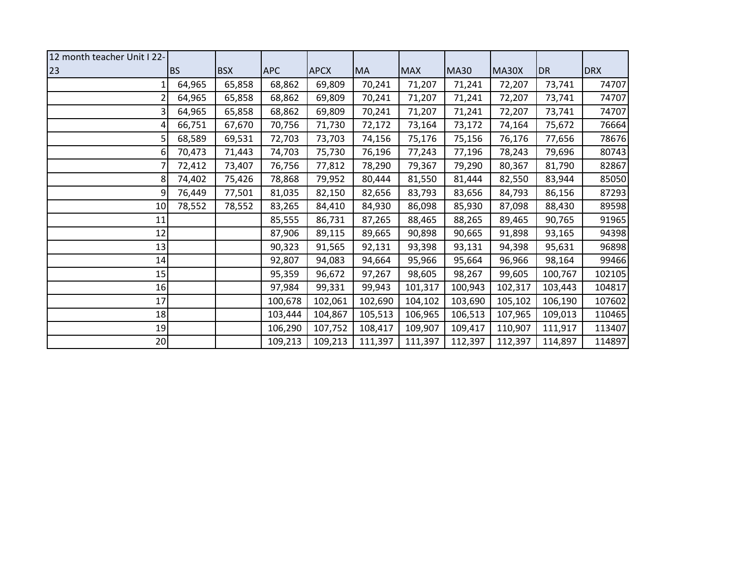| 12 month teacher Unit I 22-23 | BS | BSX | APC | APCX | MA | MAX | MA30 | MA30X | DR | DRX |
|---|---|---|---|---|---|---|---|---|---|---|
| 1 | 64,965 | 65,858 | 68,862 | 69,809 | 70,241 | 71,207 | 71,241 | 72,207 | 73,741 | 74707 |
| 2 | 64,965 | 65,858 | 68,862 | 69,809 | 70,241 | 71,207 | 71,241 | 72,207 | 73,741 | 74707 |
| 3 | 64,965 | 65,858 | 68,862 | 69,809 | 70,241 | 71,207 | 71,241 | 72,207 | 73,741 | 74707 |
| 4 | 66,751 | 67,670 | 70,756 | 71,730 | 72,172 | 73,164 | 73,172 | 74,164 | 75,672 | 76664 |
| 5 | 68,589 | 69,531 | 72,703 | 73,703 | 74,156 | 75,176 | 75,156 | 76,176 | 77,656 | 78676 |
| 6 | 70,473 | 71,443 | 74,703 | 75,730 | 76,196 | 77,243 | 77,196 | 78,243 | 79,696 | 80743 |
| 7 | 72,412 | 73,407 | 76,756 | 77,812 | 78,290 | 79,367 | 79,290 | 80,367 | 81,790 | 82867 |
| 8 | 74,402 | 75,426 | 78,868 | 79,952 | 80,444 | 81,550 | 81,444 | 82,550 | 83,944 | 85050 |
| 9 | 76,449 | 77,501 | 81,035 | 82,150 | 82,656 | 83,793 | 83,656 | 84,793 | 86,156 | 87293 |
| 10 | 78,552 | 78,552 | 83,265 | 84,410 | 84,930 | 86,098 | 85,930 | 87,098 | 88,430 | 89598 |
| 11 | | | 85,555 | 86,731 | 87,265 | 88,465 | 88,265 | 89,465 | 90,765 | 91965 |
| 12 | | | 87,906 | 89,115 | 89,665 | 90,898 | 90,665 | 91,898 | 93,165 | 94398 |
| 13 | | | 90,323 | 91,565 | 92,131 | 93,398 | 93,131 | 94,398 | 95,631 | 96898 |
| 14 | | | 92,807 | 94,083 | 94,664 | 95,966 | 95,664 | 96,966 | 98,164 | 99466 |
| 15 | | | 95,359 | 96,672 | 97,267 | 98,605 | 98,267 | 99,605 | 100,767 | 102105 |
| 16 | | | 97,984 | 99,331 | 99,943 | 101,317 | 100,943 | 102,317 | 103,443 | 104817 |
| 17 | | | 100,678 | 102,061 | 102,690 | 104,102 | 103,690 | 105,102 | 106,190 | 107602 |
| 18 | | | 103,444 | 104,867 | 105,513 | 106,965 | 106,513 | 107,965 | 109,013 | 110465 |
| 19 | | | 106,290 | 107,752 | 108,417 | 109,907 | 109,417 | 110,907 | 111,917 | 113407 |
| 20 | | | 109,213 | 109,213 | 111,397 | 111,397 | 112,397 | 112,397 | 114,897 | 114897 |